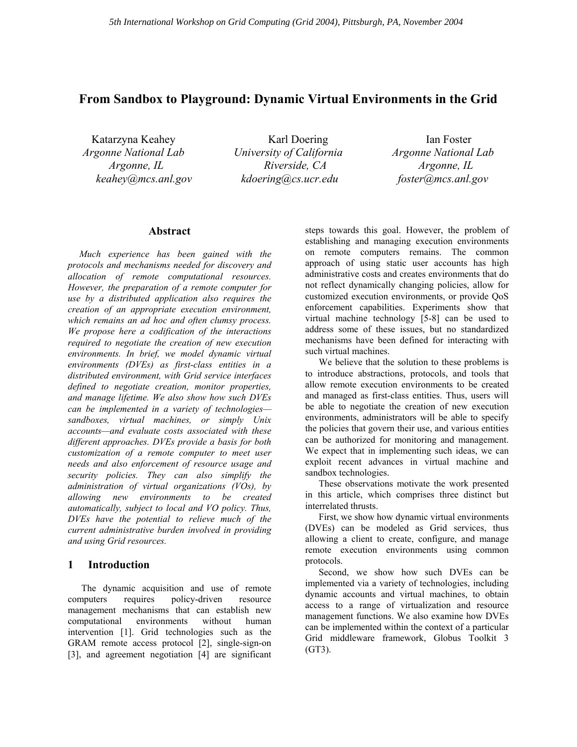# From Sandbox to Playground: Dynamic Virtual Environments in the Grid

Katarzyna Keahey
*Argonne National Lab*
*Argonne, IL*
*keahey@mcs.anl.gov*

Karl Doering
*University of California*
*Riverside, CA*
*kdoering@cs.ucr.edu*

Ian Foster
*Argonne National Lab*
*Argonne, IL*
*foster@mcs.anl.gov*

## Abstract

*Much experience has been gained with the protocols and mechanisms needed for discovery and allocation of remote computational resources. However, the preparation of a remote computer for use by a distributed application also requires the creation of an appropriate execution environment, which remains an ad hoc and often clumsy process. We propose here a codification of the interactions required to negotiate the creation of new execution environments. In brief, we model dynamic virtual environments (DVEs) as first-class entities in a distributed environment, with Grid service interfaces defined to negotiate creation, monitor properties, and manage lifetime. We also show how such DVEs can be implemented in a variety of technologies—sandboxes, virtual machines, or simply Unix accounts—and evaluate costs associated with these different approaches. DVEs provide a basis for both customization of a remote computer to meet user needs and also enforcement of resource usage and security policies. They can also simplify the administration of virtual organizations (VOs), by allowing new environments to be created automatically, subject to local and VO policy. Thus, DVEs have the potential to relieve much of the current administrative burden involved in providing and using Grid resources.*

## 1 Introduction

The dynamic acquisition and use of remote computers requires policy-driven resource management mechanisms that can establish new computational environments without human intervention [1]. Grid technologies such as the GRAM remote access protocol [2], single-sign-on [3], and agreement negotiation [4] are significant steps towards this goal. However, the problem of establishing and managing execution environments on remote computers remains. The common approach of using static user accounts has high administrative costs and creates environments that do not reflect dynamically changing policies, allow for customized execution environments, or provide QoS enforcement capabilities. Experiments show that virtual machine technology [5-8] can be used to address some of these issues, but no standardized mechanisms have been defined for interacting with such virtual machines.

We believe that the solution to these problems is to introduce abstractions, protocols, and tools that allow remote execution environments to be created and managed as first-class entities. Thus, users will be able to negotiate the creation of new execution environments, administrators will be able to specify the policies that govern their use, and various entities can be authorized for monitoring and management. We expect that in implementing such ideas, we can exploit recent advances in virtual machine and sandbox technologies.

These observations motivate the work presented in this article, which comprises three distinct but interrelated thrusts.

First, we show how dynamic virtual environments (DVEs) can be modeled as Grid services, thus allowing a client to create, configure, and manage remote execution environments using common protocols.

Second, we show how such DVEs can be implemented via a variety of technologies, including dynamic accounts and virtual machines, to obtain access to a range of virtualization and resource management functions. We also examine how DVEs can be implemented within the context of a particular Grid middleware framework, Globus Toolkit 3 (GT3).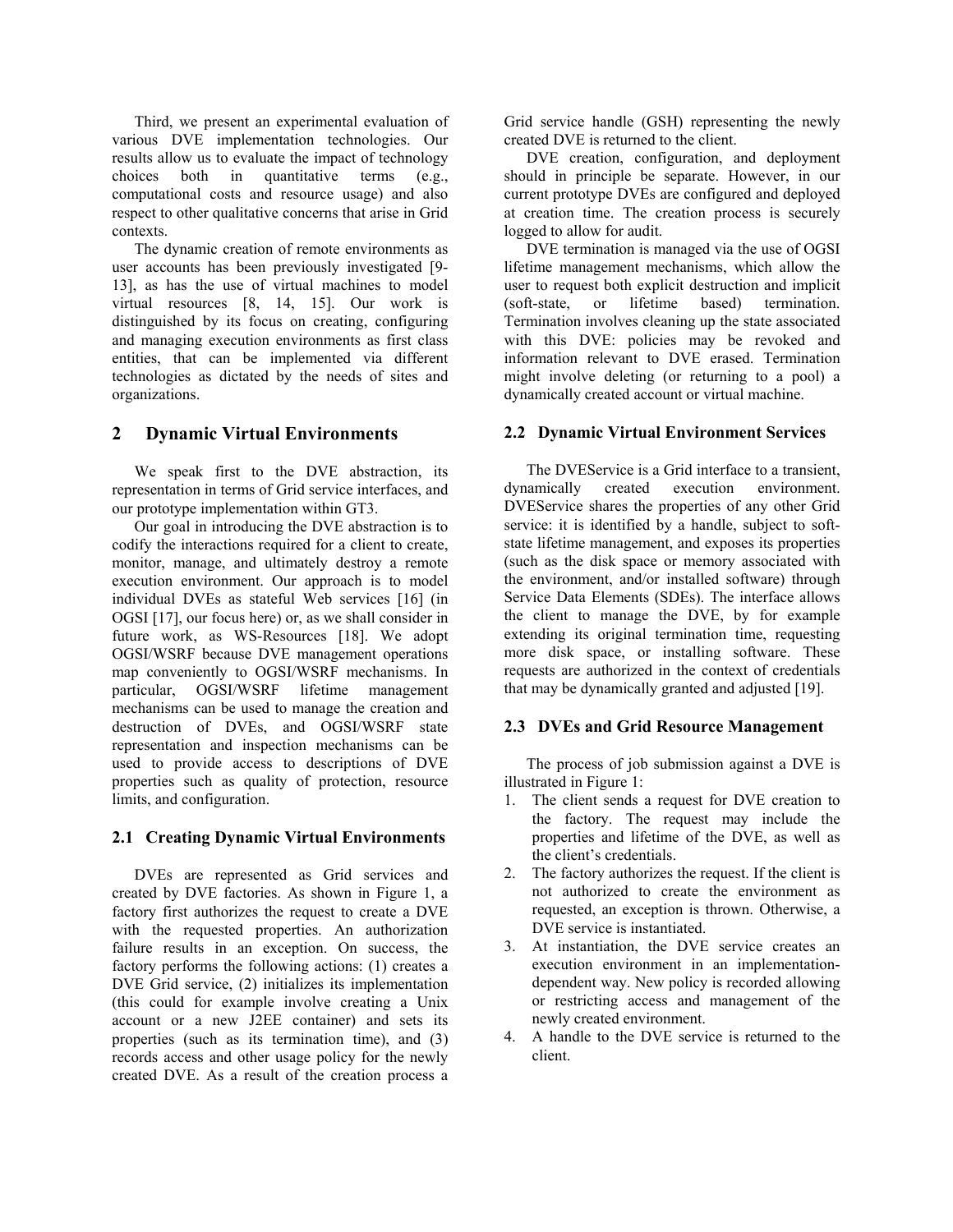Third, we present an experimental evaluation of various DVE implementation technologies. Our results allow us to evaluate the impact of technology choices both in quantitative terms (e.g., computational costs and resource usage) and also respect to other qualitative concerns that arise in Grid contexts.

The dynamic creation of remote environments as user accounts has been previously investigated [9-13], as has the use of virtual machines to model virtual resources [8, 14, 15]. Our work is distinguished by its focus on creating, configuring and managing execution environments as first class entities, that can be implemented via different technologies as dictated by the needs of sites and organizations.

## 2 Dynamic Virtual Environments

We speak first to the DVE abstraction, its representation in terms of Grid service interfaces, and our prototype implementation within GT3.

Our goal in introducing the DVE abstraction is to codify the interactions required for a client to create, monitor, manage, and ultimately destroy a remote execution environment. Our approach is to model individual DVEs as stateful Web services [16] (in OGSI [17], our focus here) or, as we shall consider in future work, as WS-Resources [18]. We adopt OGSI/WSRF because DVE management operations map conveniently to OGSI/WSRF mechanisms. In particular, OGSI/WSRF lifetime management mechanisms can be used to manage the creation and destruction of DVEs, and OGSI/WSRF state representation and inspection mechanisms can be used to provide access to descriptions of DVE properties such as quality of protection, resource limits, and configuration.

### 2.1 Creating Dynamic Virtual Environments

DVEs are represented as Grid services and created by DVE factories. As shown in Figure 1, a factory first authorizes the request to create a DVE with the requested properties. An authorization failure results in an exception. On success, the factory performs the following actions: (1) creates a DVE Grid service, (2) initializes its implementation (this could for example involve creating a Unix account or a new J2EE container) and sets its properties (such as its termination time), and (3) records access and other usage policy for the newly created DVE. As a result of the creation process a Grid service handle (GSH) representing the newly created DVE is returned to the client.

DVE creation, configuration, and deployment should in principle be separate. However, in our current prototype DVEs are configured and deployed at creation time. The creation process is securely logged to allow for audit.

DVE termination is managed via the use of OGSI lifetime management mechanisms, which allow the user to request both explicit destruction and implicit (soft-state, or lifetime based) termination. Termination involves cleaning up the state associated with this DVE: policies may be revoked and information relevant to DVE erased. Termination might involve deleting (or returning to a pool) a dynamically created account or virtual machine.

### 2.2 Dynamic Virtual Environment Services

The DVEService is a Grid interface to a transient, dynamically created execution environment. DVEService shares the properties of any other Grid service: it is identified by a handle, subject to soft-state lifetime management, and exposes its properties (such as the disk space or memory associated with the environment, and/or installed software) through Service Data Elements (SDEs). The interface allows the client to manage the DVE, by for example extending its original termination time, requesting more disk space, or installing software. These requests are authorized in the context of credentials that may be dynamically granted and adjusted [19].

### 2.3 DVEs and Grid Resource Management

The process of job submission against a DVE is illustrated in Figure 1:

1. The client sends a request for DVE creation to the factory. The request may include the properties and lifetime of the DVE, as well as the client's credentials.
2. The factory authorizes the request. If the client is not authorized to create the environment as requested, an exception is thrown. Otherwise, a DVE service is instantiated.
3. At instantiation, the DVE service creates an execution environment in an implementation-dependent way. New policy is recorded allowing or restricting access and management of the newly created environment.
4. A handle to the DVE service is returned to the client.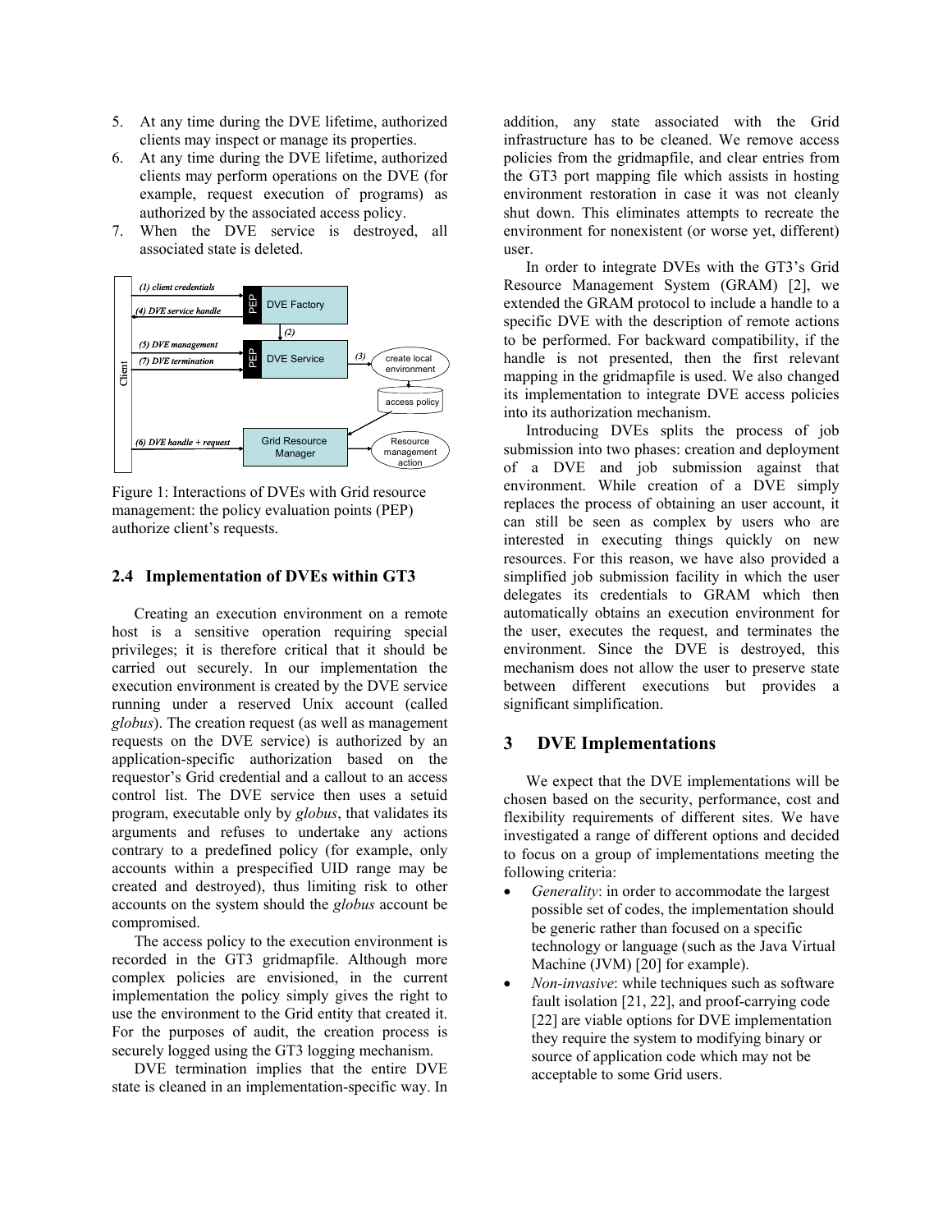5. At any time during the DVE lifetime, authorized clients may inspect or manage its properties.
6. At any time during the DVE lifetime, authorized clients may perform operations on the DVE (for example, request execution of programs) as authorized by the associated access policy.
7. When the DVE service is destroyed, all associated state is deleted.

Figure 1: Interactions of DVEs with Grid resource management: the policy evaluation points (PEP) authorize client's requests.

## 2.4 Implementation of DVEs within GT3

Creating an execution environment on a remote host is a sensitive operation requiring special privileges; it is therefore critical that it should be carried out securely. In our implementation the execution environment is created by the DVE service running under a reserved Unix account (called *globus*). The creation request (as well as management requests on the DVE service) is authorized by an application-specific authorization based on the requestor's Grid credential and a callout to an access control list. The DVE service then uses a setuid program, executable only by *globus*, that validates its arguments and refuses to undertake any actions contrary to a predefined policy (for example, only accounts within a prespecified UID range may be created and destroyed), thus limiting risk to other accounts on the system should the *globus* account be compromised.

The access policy to the execution environment is recorded in the GT3 gridmapfile. Although more complex policies are envisioned, in the current implementation the policy simply gives the right to use the environment to the Grid entity that created it. For the purposes of audit, the creation process is securely logged using the GT3 logging mechanism.

DVE termination implies that the entire DVE state is cleaned in an implementation-specific way. In addition, any state associated with the Grid infrastructure has to be cleaned. We remove access policies from the gridmapfile, and clear entries from the GT3 port mapping file which assists in hosting environment restoration in case it was not cleanly shut down. This eliminates attempts to recreate the environment for nonexistent (or worse yet, different) user.

In order to integrate DVEs with the GT3's Grid Resource Management System (GRAM) [2], we extended the GRAM protocol to include a handle to a specific DVE with the description of remote actions to be performed. For backward compatibility, if the handle is not presented, then the first relevant mapping in the gridmapfile is used. We also changed its implementation to integrate DVE access policies into its authorization mechanism.

Introducing DVEs splits the process of job submission into two phases: creation and deployment of a DVE and job submission against that environment. While creation of a DVE simply replaces the process of obtaining an user account, it can still be seen as complex by users who are interested in executing things quickly on new resources. For this reason, we have also provided a simplified job submission facility in which the user delegates its credentials to GRAM which then automatically obtains an execution environment for the user, executes the request, and terminates the environment. Since the DVE is destroyed, this mechanism does not allow the user to preserve state between different executions but provides a significant simplification.

# 3 DVE Implementations

We expect that the DVE implementations will be chosen based on the security, performance, cost and flexibility requirements of different sites. We have investigated a range of different options and decided to focus on a group of implementations meeting the following criteria:

- *Generality*: in order to accommodate the largest possible set of codes, the implementation should be generic rather than focused on a specific technology or language (such as the Java Virtual Machine (JVM) [20] for example).
- *Non-invasive*: while techniques such as software fault isolation [21, 22], and proof-carrying code [22] are viable options for DVE implementation they require the system to modifying binary or source of application code which may not be acceptable to some Grid users.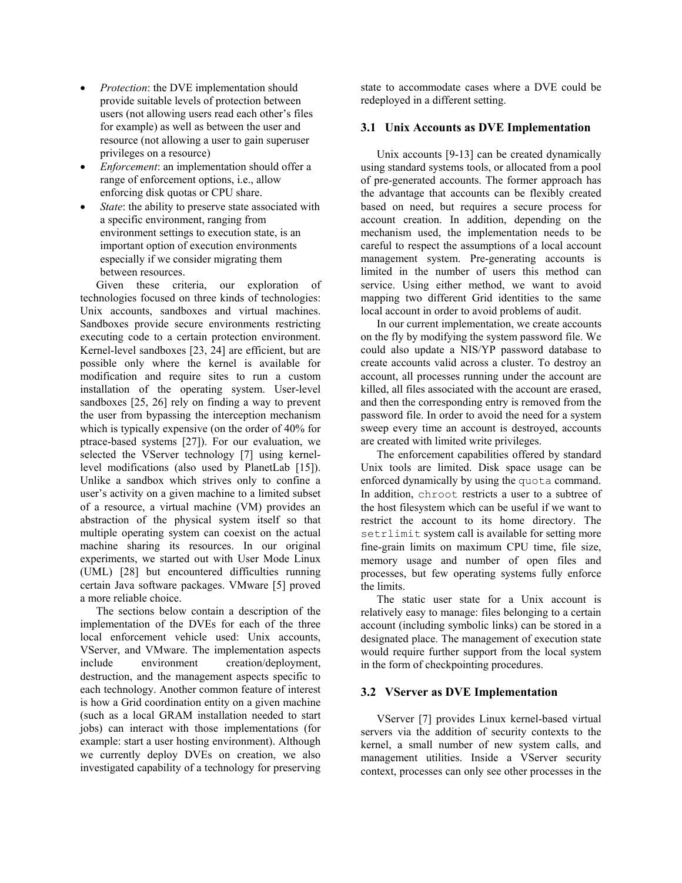- *Protection*: the DVE implementation should provide suitable levels of protection between users (not allowing users read each other's files for example) as well as between the user and resource (not allowing a user to gain superuser privileges on a resource)
- *Enforcement*: an implementation should offer a range of enforcement options, i.e., allow enforcing disk quotas or CPU share.
- *State*: the ability to preserve state associated with a specific environment, ranging from environment settings to execution state, is an important option of execution environments especially if we consider migrating them between resources.

Given these criteria, our exploration of technologies focused on three kinds of technologies: Unix accounts, sandboxes and virtual machines. Sandboxes provide secure environments restricting executing code to a certain protection environment. Kernel-level sandboxes [23, 24] are efficient, but are possible only where the kernel is available for modification and require sites to run a custom installation of the operating system. User-level sandboxes [25, 26] rely on finding a way to prevent the user from bypassing the interception mechanism which is typically expensive (on the order of 40% for ptrace-based systems [27]). For our evaluation, we selected the VServer technology [7] using kernel-level modifications (also used by PlanetLab [15]). Unlike a sandbox which strives only to confine a user's activity on a given machine to a limited subset of a resource, a virtual machine (VM) provides an abstraction of the physical system itself so that multiple operating system can coexist on the actual machine sharing its resources. In our original experiments, we started out with User Mode Linux (UML) [28] but encountered difficulties running certain Java software packages. VMware [5] proved a more reliable choice.

The sections below contain a description of the implementation of the DVEs for each of the three local enforcement vehicle used: Unix accounts, VServer, and VMware. The implementation aspects include environment creation/deployment, destruction, and the management aspects specific to each technology. Another common feature of interest is how a Grid coordination entity on a given machine (such as a local GRAM installation needed to start jobs) can interact with those implementations (for example: start a user hosting environment). Although we currently deploy DVEs on creation, we also investigated capability of a technology for preserving state to accommodate cases where a DVE could be redeployed in a different setting.

### 3.1 Unix Accounts as DVE Implementation

Unix accounts [9-13] can be created dynamically using standard systems tools, or allocated from a pool of pre-generated accounts. The former approach has the advantage that accounts can be flexibly created based on need, but requires a secure process for account creation. In addition, depending on the mechanism used, the implementation needs to be careful to respect the assumptions of a local account management system. Pre-generating accounts is limited in the number of users this method can service. Using either method, we want to avoid mapping two different Grid identities to the same local account in order to avoid problems of audit.

In our current implementation, we create accounts on the fly by modifying the system password file. We could also update a NIS/YP password database to create accounts valid across a cluster. To destroy an account, all processes running under the account are killed, all files associated with the account are erased, and then the corresponding entry is removed from the password file. In order to avoid the need for a system sweep every time an account is destroyed, accounts are created with limited write privileges.

The enforcement capabilities offered by standard Unix tools are limited. Disk space usage can be enforced dynamically by using the `quota` command. In addition, `chroot` restricts a user to a subtree of the host filesystem which can be useful if we want to restrict the account to its home directory. The `setrlimit` system call is available for setting more fine-grain limits on maximum CPU time, file size, memory usage and number of open files and processes, but few operating systems fully enforce the limits.

The static user state for a Unix account is relatively easy to manage: files belonging to a certain account (including symbolic links) can be stored in a designated place. The management of execution state would require further support from the local system in the form of checkpointing procedures.

### 3.2 VServer as DVE Implementation

VServer [7] provides Linux kernel-based virtual servers via the addition of security contexts to the kernel, a small number of new system calls, and management utilities. Inside a VServer security context, processes can only see other processes in the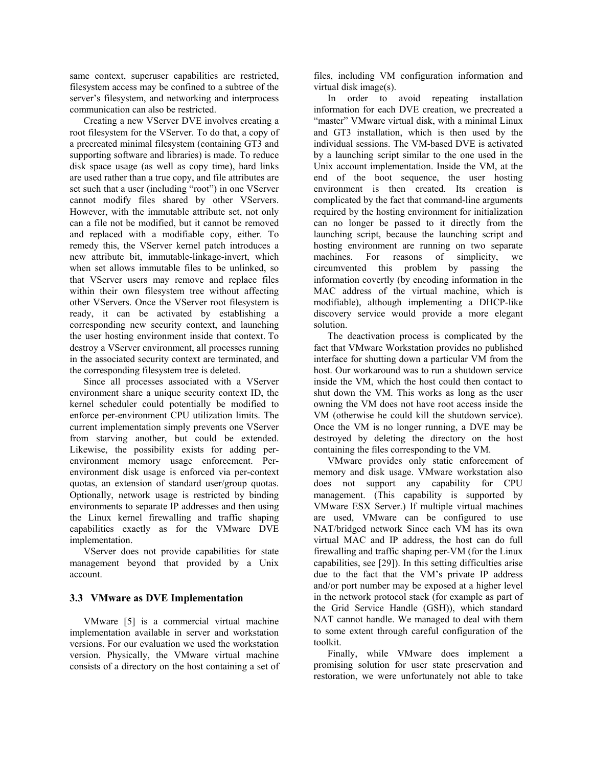same context, superuser capabilities are restricted, filesystem access may be confined to a subtree of the server's filesystem, and networking and interprocess communication can also be restricted.

Creating a new VServer DVE involves creating a root filesystem for the VServer. To do that, a copy of a precreated minimal filesystem (containing GT3 and supporting software and libraries) is made. To reduce disk space usage (as well as copy time), hard links are used rather than a true copy, and file attributes are set such that a user (including "root") in one VServer cannot modify files shared by other VServers. However, with the immutable attribute set, not only can a file not be modified, but it cannot be removed and replaced with a modifiable copy, either. To remedy this, the VServer kernel patch introduces a new attribute bit, immutable-linkage-invert, which when set allows immutable files to be unlinked, so that VServer users may remove and replace files within their own filesystem tree without affecting other VServers. Once the VServer root filesystem is ready, it can be activated by establishing a corresponding new security context, and launching the user hosting environment inside that context. To destroy a VServer environment, all processes running in the associated security context are terminated, and the corresponding filesystem tree is deleted.

Since all processes associated with a VServer environment share a unique security context ID, the kernel scheduler could potentially be modified to enforce per-environment CPU utilization limits. The current implementation simply prevents one VServer from starving another, but could be extended. Likewise, the possibility exists for adding per-environment memory usage enforcement. Per-environment disk usage is enforced via per-context quotas, an extension of standard user/group quotas. Optionally, network usage is restricted by binding environments to separate IP addresses and then using the Linux kernel firewalling and traffic shaping capabilities exactly as for the VMware DVE implementation.

VServer does not provide capabilities for state management beyond that provided by a Unix account.

### 3.3 VMware as DVE Implementation

VMware [5] is a commercial virtual machine implementation available in server and workstation versions. For our evaluation we used the workstation version. Physically, the VMware virtual machine consists of a directory on the host containing a set of files, including VM configuration information and virtual disk image(s).

In order to avoid repeating installation information for each DVE creation, we precreated a "master" VMware virtual disk, with a minimal Linux and GT3 installation, which is then used by the individual sessions. The VM-based DVE is activated by a launching script similar to the one used in the Unix account implementation. Inside the VM, at the end of the boot sequence, the user hosting environment is then created. Its creation is complicated by the fact that command-line arguments required by the hosting environment for initialization can no longer be passed to it directly from the launching script, because the launching script and hosting environment are running on two separate machines. For reasons of simplicity, we circumvented this problem by passing the information covertly (by encoding information in the MAC address of the virtual machine, which is modifiable), although implementing a DHCP-like discovery service would provide a more elegant solution.

The deactivation process is complicated by the fact that VMware Workstation provides no published interface for shutting down a particular VM from the host. Our workaround was to run a shutdown service inside the VM, which the host could then contact to shut down the VM. This works as long as the user owning the VM does not have root access inside the VM (otherwise he could kill the shutdown service). Once the VM is no longer running, a DVE may be destroyed by deleting the directory on the host containing the files corresponding to the VM.

VMware provides only static enforcement of memory and disk usage. VMware workstation also does not support any capability for CPU management. (This capability is supported by VMware ESX Server.) If multiple virtual machines are used, VMware can be configured to use NAT/bridged network Since each VM has its own virtual MAC and IP address, the host can do full firewalling and traffic shaping per-VM (for the Linux capabilities, see [29]). In this setting difficulties arise due to the fact that the VM's private IP address and/or port number may be exposed at a higher level in the network protocol stack (for example as part of the Grid Service Handle (GSH)), which standard NAT cannot handle. We managed to deal with them to some extent through careful configuration of the toolkit.

Finally, while VMware does implement a promising solution for user state preservation and restoration, we were unfortunately not able to take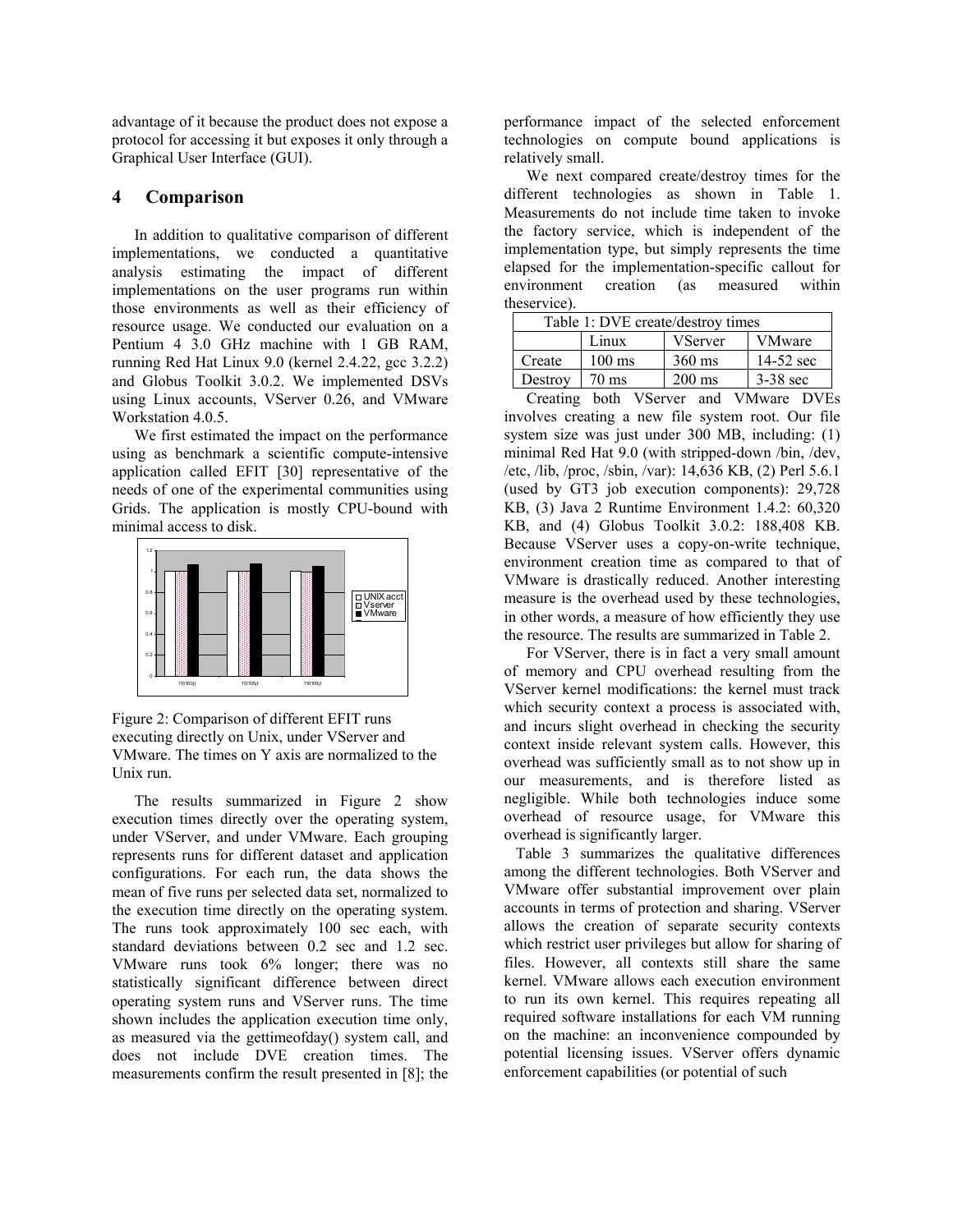advantage of it because the product does not expose a protocol for accessing it but exposes it only through a Graphical User Interface (GUI).

## 4 Comparison

In addition to qualitative comparison of different implementations, we conducted a quantitative analysis estimating the impact of different implementations on the user programs run within those environments as well as their efficiency of resource usage. We conducted our evaluation on a Pentium 4 3.0 GHz machine with 1 GB RAM, running Red Hat Linux 9.0 (kernel 2.4.22, gcc 3.2.2) and Globus Toolkit 3.0.2. We implemented DSVs using Linux accounts, VServer 0.26, and VMware Workstation 4.0.5.

We first estimated the impact on the performance using as benchmark a scientific compute-intensive application called EFIT [30] representative of the needs of one of the experimental communities using Grids. The application is mostly CPU-bound with minimal access to disk.

Figure 2: Comparison of different EFIT runs executing directly on Unix, under VServer and VMware. The times on Y axis are normalized to the Unix run.

The results summarized in Figure 2 show execution times directly over the operating system, under VServer, and under VMware. Each grouping represents runs for different dataset and application configurations. For each run, the data shows the mean of five runs per selected data set, normalized to the execution time directly on the operating system. The runs took approximately 100 sec each, with standard deviations between 0.2 sec and 1.2 sec. VMware runs took 6% longer; there was no statistically significant difference between direct operating system runs and VServer runs. The time shown includes the application execution time only, as measured via the gettimeofday() system call, and does not include DVE creation times. The measurements confirm the result presented in [8]; the performance impact of the selected enforcement technologies on compute bound applications is relatively small.

We next compared create/destroy times for the different technologies as shown in Table 1. Measurements do not include time taken to invoke the factory service, which is independent of the implementation type, but simply represents the time elapsed for the implementation-specific callout for environment creation (as measured within theservice).

Table 1: DVE create/destroy times

| | Linux | VServer | VMware |
|---|---|---|---|
| Create | 100 ms | 360 ms | 14-52 sec |
| Destroy | 70 ms | 200 ms | 3-38 sec |

Creating both VServer and VMware DVEs involves creating a new file system root. Our file system size was just under 300 MB, including: (1) minimal Red Hat 9.0 (with stripped-down /bin, /dev, /etc, /lib, /proc, /sbin, /var): 14,636 KB, (2) Perl 5.6.1 (used by GT3 job execution components): 29,728 KB, (3) Java 2 Runtime Environment 1.4.2: 60,320 KB, and (4) Globus Toolkit 3.0.2: 188,408 KB. Because VServer uses a copy-on-write technique, environment creation time as compared to that of VMware is drastically reduced. Another interesting measure is the overhead used by these technologies, in other words, a measure of how efficiently they use the resource. The results are summarized in Table 2.

For VServer, there is in fact a very small amount of memory and CPU overhead resulting from the VServer kernel modifications: the kernel must track which security context a process is associated with, and incurs slight overhead in checking the security context inside relevant system calls. However, this overhead was sufficiently small as to not show up in our measurements, and is therefore listed as negligible. While both technologies induce some overhead of resource usage, for VMware this overhead is significantly larger.

Table 3 summarizes the qualitative differences among the different technologies. Both VServer and VMware offer substantial improvement over plain accounts in terms of protection and sharing. VServer allows the creation of separate security contexts which restrict user privileges but allow for sharing of files. However, all contexts still share the same kernel. VMware allows each execution environment to run its own kernel. This requires repeating all required software installations for each VM running on the machine: an inconvenience compounded by potential licensing issues. VServer offers dynamic enforcement capabilities (or potential of such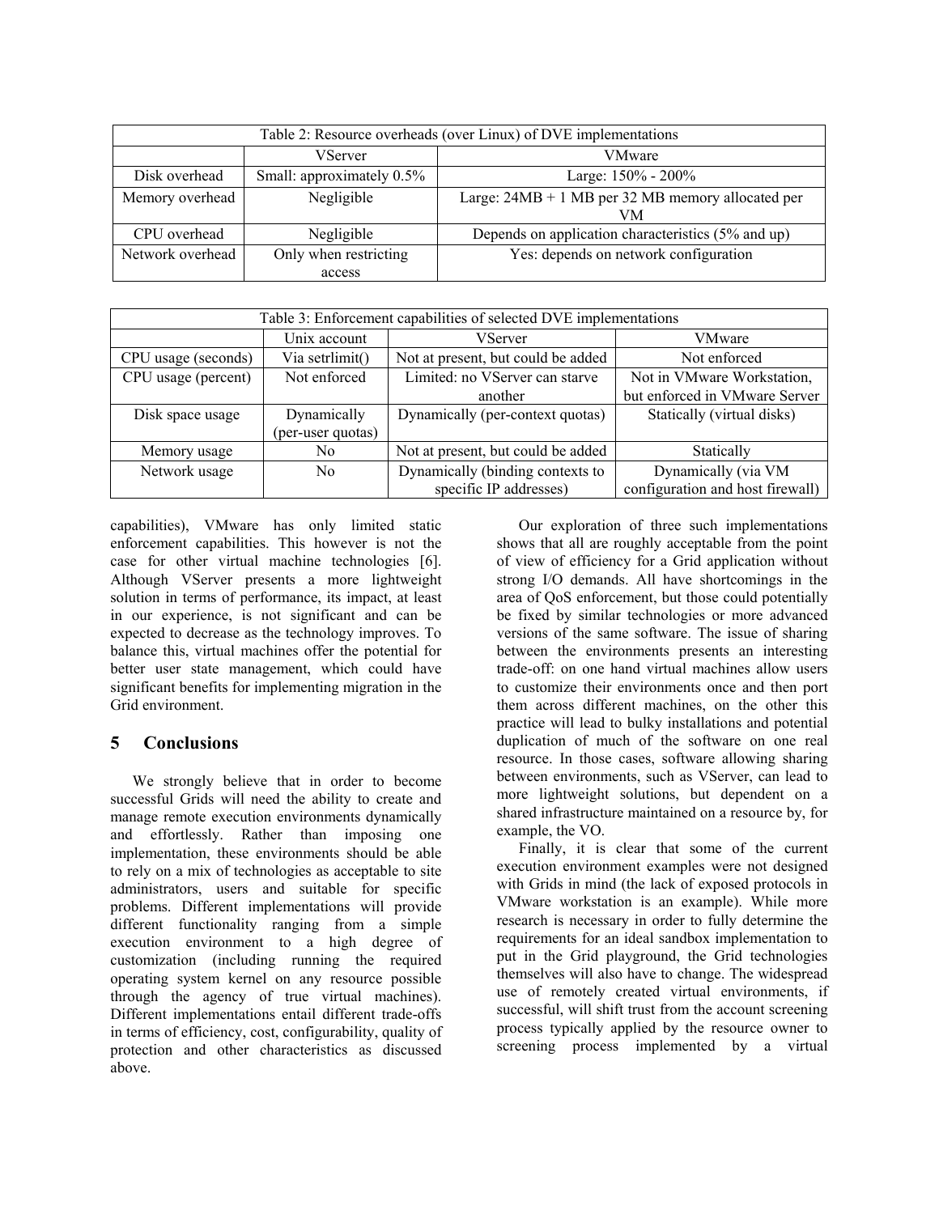| Table 2: Resource overheads (over Linux) of DVE implementations | | |
|---|---|---|
| | VServer | VMware |
| Disk overhead | Small: approximately 0.5% | Large: 150% - 200% |
| Memory overhead | Negligible | Large: 24MB + 1 MB per 32 MB memory allocated per VM |
| CPU overhead | Negligible | Depends on application characteristics (5% and up) |
| Network overhead | Only when restricting access | Yes: depends on network configuration |

| Table 3: Enforcement capabilities of selected DVE implementations | | | |
|---|---|---|---|
| | Unix account | VServer | VMware |
| CPU usage (seconds) | Via setrlimit() | Not at present, but could be added | Not enforced |
| CPU usage (percent) | Not enforced | Limited: no VServer can starve another | Not in VMware Workstation, but enforced in VMware Server |
| Disk space usage | Dynamically (per-user quotas) | Dynamically (per-context quotas) | Statically (virtual disks) |
| Memory usage | No | Not at present, but could be added | Statically |
| Network usage | No | Dynamically (binding contexts to specific IP addresses) | Dynamically (via VM configuration and host firewall) |

capabilities), VMware has only limited static enforcement capabilities. This however is not the case for other virtual machine technologies [6]. Although VServer presents a more lightweight solution in terms of performance, its impact, at least in our experience, is not significant and can be expected to decrease as the technology improves. To balance this, virtual machines offer the potential for better user state management, which could have significant benefits for implementing migration in the Grid environment.

## 5 Conclusions

We strongly believe that in order to become successful Grids will need the ability to create and manage remote execution environments dynamically and effortlessly. Rather than imposing one implementation, these environments should be able to rely on a mix of technologies as acceptable to site administrators, users and suitable for specific problems. Different implementations will provide different functionality ranging from a simple execution environment to a high degree of customization (including running the required operating system kernel on any resource possible through the agency of true virtual machines). Different implementations entail different trade-offs in terms of efficiency, cost, configurability, quality of protection and other characteristics as discussed above.

Our exploration of three such implementations shows that all are roughly acceptable from the point of view of efficiency for a Grid application without strong I/O demands. All have shortcomings in the area of QoS enforcement, but those could potentially be fixed by similar technologies or more advanced versions of the same software. The issue of sharing between the environments presents an interesting trade-off: on one hand virtual machines allow users to customize their environments once and then port them across different machines, on the other this practice will lead to bulky installations and potential duplication of much of the software on one real resource. In those cases, software allowing sharing between environments, such as VServer, can lead to more lightweight solutions, but dependent on a shared infrastructure maintained on a resource by, for example, the VO.

Finally, it is clear that some of the current execution environment examples were not designed with Grids in mind (the lack of exposed protocols in VMware workstation is an example). While more research is necessary in order to fully determine the requirements for an ideal sandbox implementation to put in the Grid playground, the Grid technologies themselves will also have to change. The widespread use of remotely created virtual environments, if successful, will shift trust from the account screening process typically applied by the resource owner to screening process implemented by a virtual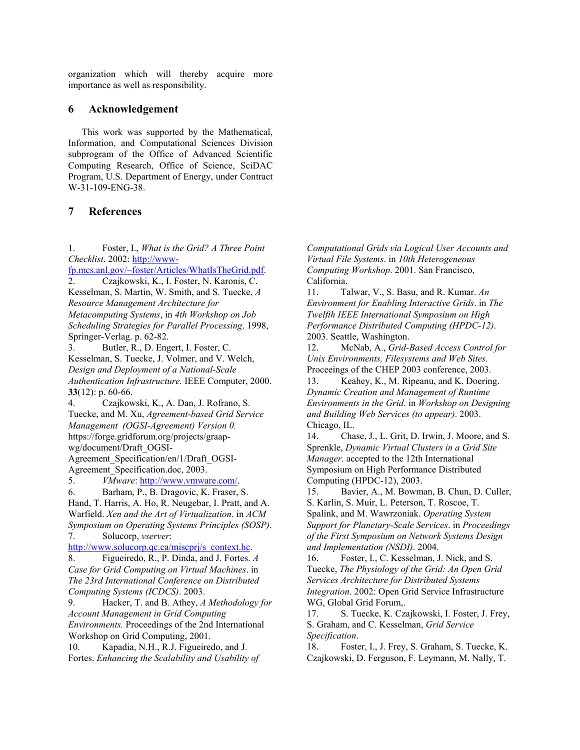organization which will thereby acquire more importance as well as responsibility.

## 6 Acknowledgement

This work was supported by the Mathematical, Information, and Computational Sciences Division subprogram of the Office of Advanced Scientific Computing Research, Office of Science, SciDAC Program, U.S. Department of Energy, under Contract W-31-109-ENG-38.

## 7 References

1. Foster, I., *What is the Grid? A Three Point Checklist*. 2002: http://www-fp.mcs.anl.gov/~foster/Articles/WhatIsTheGrid.pdf.
2. Czajkowski, K., I. Foster, N. Karonis, C. Kesselman, S. Martin, W. Smith, and S. Tuecke, *A Resource Management Architecture for Metacomputing Systems*, in *4th Workshop on Job Scheduling Strategies for Parallel Processing*. 1998, Springer-Verlag. p. 62-82.
3. Butler, R., D. Engert, I. Foster, C. Kesselman, S. Tuecke, J. Volmer, and V. Welch, *Design and Deployment of a National-Scale Authentication Infrastructure.* IEEE Computer, 2000. **33**(12): p. 60-66.
4. Czajkowski, K., A. Dan, J. Rofrano, S. Tuecke, and M. Xu, *Agreement-based Grid Service Management (OGSI-Agreement) Version 0.* https://forge.gridforum.org/projects/graap-wg/document/Draft_OGSI-Agreement_Specification/en/1/Draft_OGSI-Agreement_Specification.doc, 2003.
5. *VMware*: http://www.vmware.com/.
6. Barham, P., B. Dragovic, K. Fraser, S. Hand, T. Harris, A. Ho, R. Neugebar, I. Pratt, and A. Warfield. *Xen and the Art of Virtualization*. in *ACM Symposium on Operating Systems Principles (SOSP)*.
7. Solucorp, *vserver*: http://www.solucorp.qc.ca/miscprj/s_context.hc.
8. Figueiredo, R., P. Dinda, and J. Fortes. *A Case for Grid Computing on Virtual Machines*. in *The 23rd International Conference on Distributed Computing Systems (ICDCS)*. 2003.
9. Hacker, T. and B. Athey, *A Methodology for Account Management in Grid Computing Environments.* Proceedings of the 2nd International Workshop on Grid Computing, 2001.
10. Kapadia, N.H., R.J. Figueiredo, and J. Fortes. *Enhancing the Scalability and Usability of Computational Grids via Logical User Accounts and Virtual File Systems*. in *10th Heterogeneous Computing Workshop*. 2001. San Francisco, California.
11. Talwar, V., S. Basu, and R. Kumar. *An Environment for Enabling Interactive Grids*. in *The Twelfth IEEE International Symposium on High Performance Distributed Computing (HPDC-12)*. 2003. Seattle, Washington.
12. McNab, A., *Grid-Based Access Control for Unix Environments, Filesystems and Web Sites.* Proceeings of the CHEP 2003 conference, 2003.
13. Keahey, K., M. Ripeanu, and K. Doering. *Dynamic Creation and Management of Runtime Environments in the Grid*. in *Workshop on Designing and Building Web Services (to appear)*. 2003. Chicago, IL.
14. Chase, J., L. Grit, D. Irwin, J. Moore, and S. Sprenkle, *Dynamic Virtual Clusters in a Grid Site Manager.* accepted to the 12th International Symposium on High Performance Distributed Computing (HPDC-12), 2003.
15. Bavier, A., M. Bowman, B. Chun, D. Culler, S. Karlin, S. Muir, L. Peterson, T. Roscoe, T. Spalink, and M. Wawrzoniak. *Operating System Support for Planetary-Scale Services*. in *Proceedings of the First Symposium on Network Systems Design and Implementation (NSDI)*. 2004.
16. Foster, I., C. Kesselman, J. Nick, and S. Tuecke, *The Physiology of the Grid: An Open Grid Services Architecture for Distributed Systems Integration*. 2002: Open Grid Service Infrastructure WG, Global Grid Forum,.
17. S. Tuecke, K. Czajkowski, I. Foster, J. Frey, S. Graham, and C. Kesselman, *Grid Service Specification*.
18. Foster, I., J. Frey, S. Graham, S. Tuecke, K. Czajkowski, D. Ferguson, F. Leymann, M. Nally, T.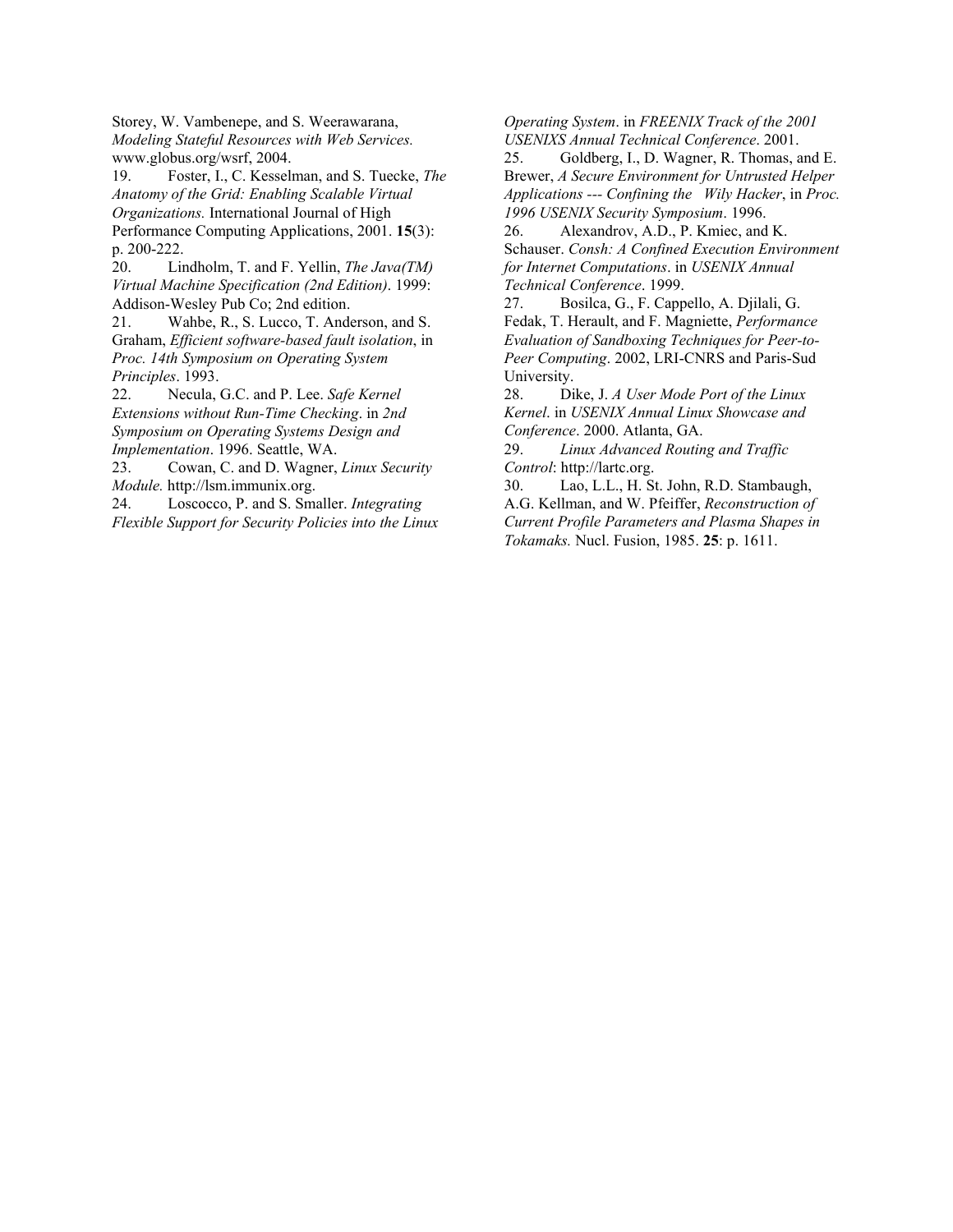Storey, W. Vambenepe, and S. Weerawarana, *Modeling Stateful Resources with Web Services.* www.globus.org/wsrf, 2004.

19. Foster, I., C. Kesselman, and S. Tuecke, *The Anatomy of the Grid: Enabling Scalable Virtual Organizations.* International Journal of High Performance Computing Applications, 2001. **15**(3): p. 200-222.

20. Lindholm, T. and F. Yellin, *The Java(TM) Virtual Machine Specification (2nd Edition)*. 1999: Addison-Wesley Pub Co; 2nd edition.

21. Wahbe, R., S. Lucco, T. Anderson, and S. Graham, *Efficient software-based fault isolation*, in *Proc. 14th Symposium on Operating System Principles*. 1993.

22. Necula, G.C. and P. Lee. *Safe Kernel Extensions without Run-Time Checking*. in *2nd Symposium on Operating Systems Design and Implementation*. 1996. Seattle, WA.

23. Cowan, C. and D. Wagner, *Linux Security Module.* http://lsm.immunix.org.

24. Loscocco, P. and S. Smaller. *Integrating Flexible Support for Security Policies into the Linux Operating System*. in *FREENIX Track of the 2001 USENIXS Annual Technical Conference*. 2001.

25. Goldberg, I., D. Wagner, R. Thomas, and E. Brewer, *A Secure Environment for Untrusted Helper Applications --- Confining the Wily Hacker*, in *Proc. 1996 USENIX Security Symposium*. 1996.

26. Alexandrov, A.D., P. Kmiec, and K. Schauser. *Consh: A Confined Execution Environment for Internet Computations*. in *USENIX Annual Technical Conference*. 1999.

27. Bosilca, G., F. Cappello, A. Djilali, G. Fedak, T. Herault, and F. Magniette, *Performance Evaluation of Sandboxing Techniques for Peer-to-Peer Computing*. 2002, LRI-CNRS and Paris-Sud University.

28. Dike, J. *A User Mode Port of the Linux Kernel*. in *USENIX Annual Linux Showcase and Conference*. 2000. Atlanta, GA.

29. *Linux Advanced Routing and Traffic Control*: http://lartc.org.

30. Lao, L.L., H. St. John, R.D. Stambaugh, A.G. Kellman, and W. Pfeiffer, *Reconstruction of Current Profile Parameters and Plasma Shapes in Tokamaks.* Nucl. Fusion, 1985. **25**: p. 1611.